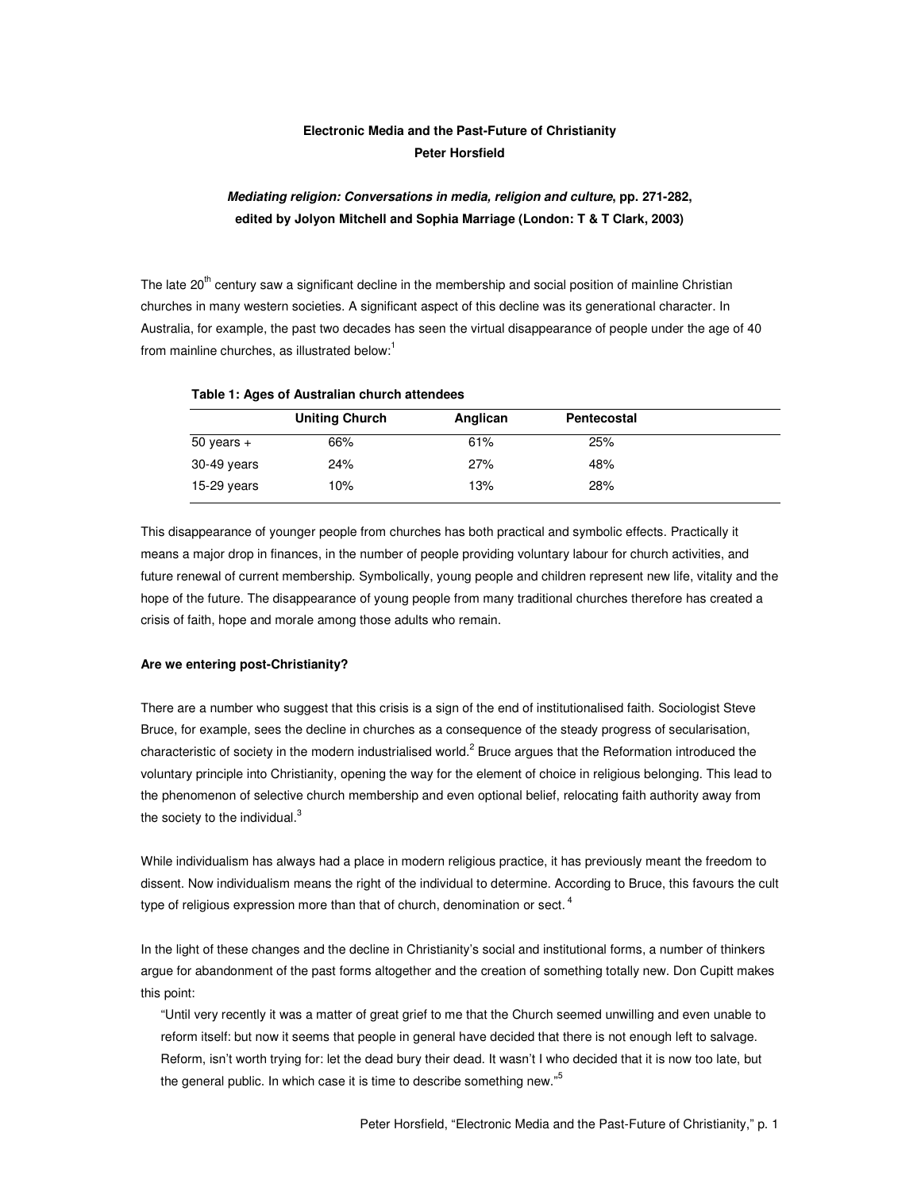**Electronic Media and the Past-Future of Christianity**
**Peter Horsfield**

***Mediating religion: Conversations in media, religion and culture*, pp. 271-282, edited by Jolyon Mitchell and Sophia Marriage (London: T & T Clark, 2003)**

The late 20th century saw a significant decline in the membership and social position of mainline Christian churches in many western societies. A significant aspect of this decline was its generational character. In Australia, for example, the past two decades has seen the virtual disappearance of people under the age of 40 from mainline churches, as illustrated below:[1]

**Table 1: Ages of Australian church attendees**

| | Uniting Church | Anglican | Pentecostal |
|---|---|---|---|
| 50 years + | 66% | 61% | 25% |
| 30-49 years | 24% | 27% | 48% |
| 15-29 years | 10% | 13% | 28% |

This disappearance of younger people from churches has both practical and symbolic effects. Practically it means a major drop in finances, in the number of people providing voluntary labour for church activities, and future renewal of current membership. Symbolically, young people and children represent new life, vitality and the hope of the future. The disappearance of young people from many traditional churches therefore has created a crisis of faith, hope and morale among those adults who remain.

**Are we entering post-Christianity?**

There are a number who suggest that this crisis is a sign of the end of institutionalised faith. Sociologist Steve Bruce, for example, sees the decline in churches as a consequence of the steady progress of secularisation, characteristic of society in the modern industrialised world.[2] Bruce argues that the Reformation introduced the voluntary principle into Christianity, opening the way for the element of choice in religious belonging. This lead to the phenomenon of selective church membership and even optional belief, relocating faith authority away from the society to the individual.[3]

While individualism has always had a place in modern religious practice, it has previously meant the freedom to dissent. Now individualism means the right of the individual to determine. According to Bruce, this favours the cult type of religious expression more than that of church, denomination or sect.[4]

In the light of these changes and the decline in Christianity's social and institutional forms, a number of thinkers argue for abandonment of the past forms altogether and the creation of something totally new. Don Cupitt makes this point:

> "Until very recently it was a matter of great grief to me that the Church seemed unwilling and even unable to reform itself: but now it seems that people in general have decided that there is not enough left to salvage. Reform, isn't worth trying for: let the dead bury their dead. It wasn't I who decided that it is now too late, but the general public. In which case it is time to describe something new."[5]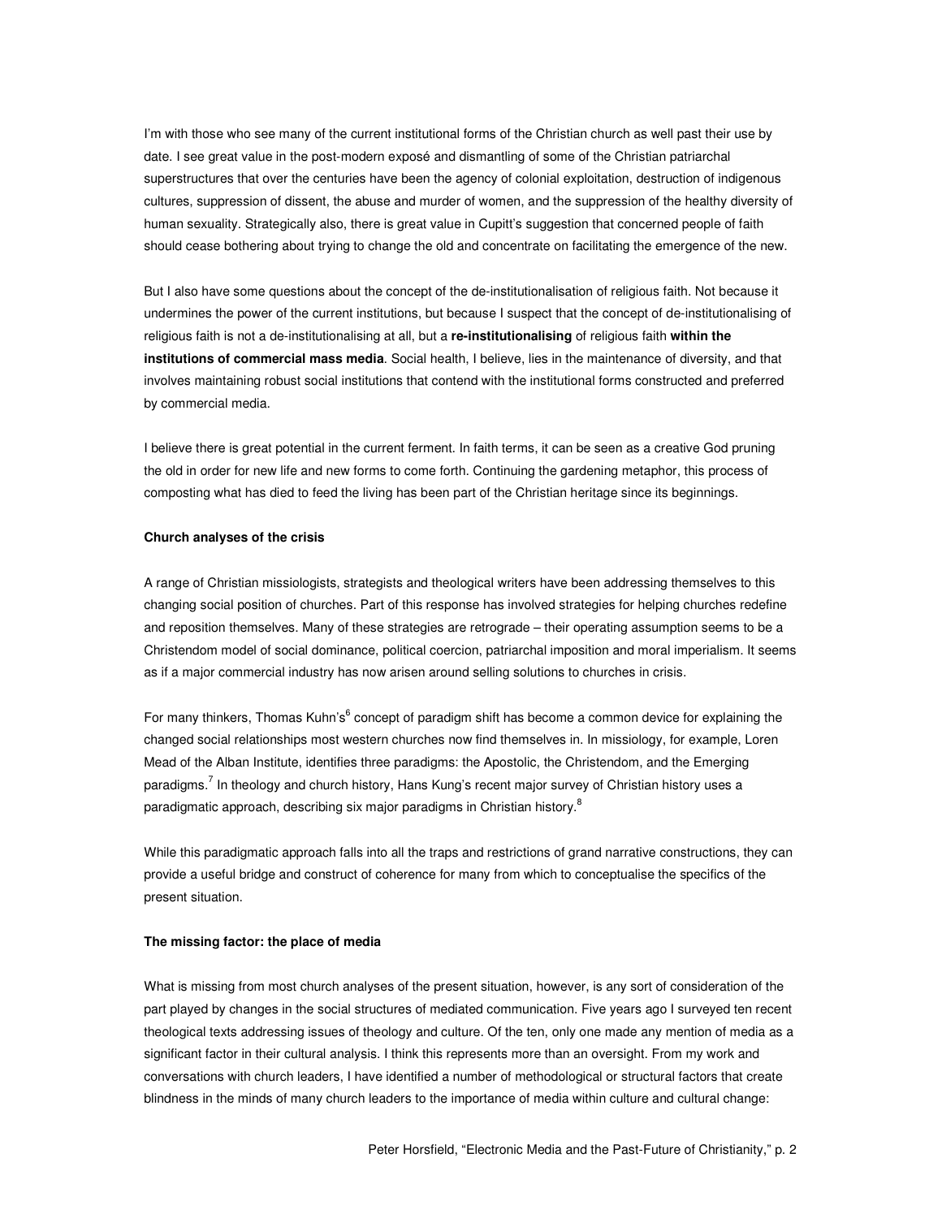I'm with those who see many of the current institutional forms of the Christian church as well past their use by date. I see great value in the post-modern exposé and dismantling of some of the Christian patriarchal superstructures that over the centuries have been the agency of colonial exploitation, destruction of indigenous cultures, suppression of dissent, the abuse and murder of women, and the suppression of the healthy diversity of human sexuality. Strategically also, there is great value in Cupitt's suggestion that concerned people of faith should cease bothering about trying to change the old and concentrate on facilitating the emergence of the new.

But I also have some questions about the concept of the de-institutionalisation of religious faith. Not because it undermines the power of the current institutions, but because I suspect that the concept of de-institutionalising of religious faith is not a de-institutionalising at all, but a **re-institutionalising** of religious faith **within the institutions of commercial mass media**. Social health, I believe, lies in the maintenance of diversity, and that involves maintaining robust social institutions that contend with the institutional forms constructed and preferred by commercial media.

I believe there is great potential in the current ferment. In faith terms, it can be seen as a creative God pruning the old in order for new life and new forms to come forth. Continuing the gardening metaphor, this process of composting what has died to feed the living has been part of the Christian heritage since its beginnings.

**Church analyses of the crisis**

A range of Christian missiologists, strategists and theological writers have been addressing themselves to this changing social position of churches. Part of this response has involved strategies for helping churches redefine and reposition themselves. Many of these strategies are retrograde – their operating assumption seems to be a Christendom model of social dominance, political coercion, patriarchal imposition and moral imperialism. It seems as if a major commercial industry has now arisen around selling solutions to churches in crisis.

For many thinkers, Thomas Kuhn's[6] concept of paradigm shift has become a common device for explaining the changed social relationships most western churches now find themselves in. In missiology, for example, Loren Mead of the Alban Institute, identifies three paradigms: the Apostolic, the Christendom, and the Emerging paradigms.[7] In theology and church history, Hans Kung's recent major survey of Christian history uses a paradigmatic approach, describing six major paradigms in Christian history.[8]

While this paradigmatic approach falls into all the traps and restrictions of grand narrative constructions, they can provide a useful bridge and construct of coherence for many from which to conceptualise the specifics of the present situation.

**The missing factor: the place of media**

What is missing from most church analyses of the present situation, however, is any sort of consideration of the part played by changes in the social structures of mediated communication. Five years ago I surveyed ten recent theological texts addressing issues of theology and culture. Of the ten, only one made any mention of media as a significant factor in their cultural analysis. I think this represents more than an oversight. From my work and conversations with church leaders, I have identified a number of methodological or structural factors that create blindness in the minds of many church leaders to the importance of media within culture and cultural change: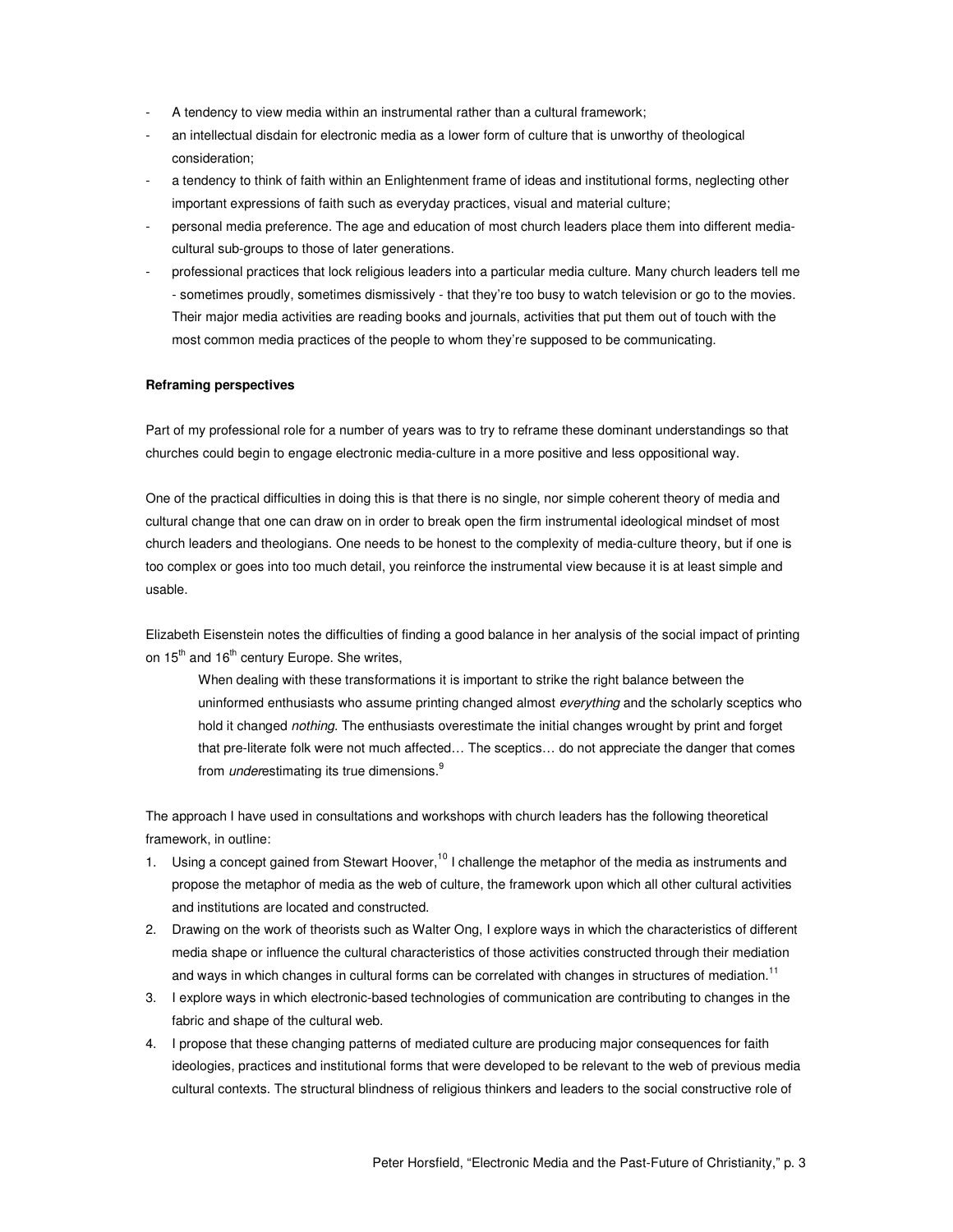- A tendency to view media within an instrumental rather than a cultural framework;
- an intellectual disdain for electronic media as a lower form of culture that is unworthy of theological consideration;
- a tendency to think of faith within an Enlightenment frame of ideas and institutional forms, neglecting other important expressions of faith such as everyday practices, visual and material culture;
- personal media preference. The age and education of most church leaders place them into different media-cultural sub-groups to those of later generations.
- professional practices that lock religious leaders into a particular media culture. Many church leaders tell me - sometimes proudly, sometimes dismissively - that they're too busy to watch television or go to the movies. Their major media activities are reading books and journals, activities that put them out of touch with the most common media practices of the people to whom they're supposed to be communicating.

**Reframing perspectives**

Part of my professional role for a number of years was to try to reframe these dominant understandings so that churches could begin to engage electronic media-culture in a more positive and less oppositional way.

One of the practical difficulties in doing this is that there is no single, nor simple coherent theory of media and cultural change that one can draw on in order to break open the firm instrumental ideological mindset of most church leaders and theologians. One needs to be honest to the complexity of media-culture theory, but if one is too complex or goes into too much detail, you reinforce the instrumental view because it is at least simple and usable.

Elizabeth Eisenstein notes the difficulties of finding a good balance in her analysis of the social impact of printing on 15th and 16th century Europe. She writes,

> When dealing with these transformations it is important to strike the right balance between the uninformed enthusiasts who assume printing changed almost *everything* and the scholarly sceptics who hold it changed *nothing*. The enthusiasts overestimate the initial changes wrought by print and forget that pre-literate folk were not much affected… The sceptics… do not appreciate the danger that comes from *under*estimating its true dimensions.[9]

The approach I have used in consultations and workshops with church leaders has the following theoretical framework, in outline:

1. Using a concept gained from Stewart Hoover,[10] I challenge the metaphor of the media as instruments and propose the metaphor of media as the web of culture, the framework upon which all other cultural activities and institutions are located and constructed.
2. Drawing on the work of theorists such as Walter Ong, I explore ways in which the characteristics of different media shape or influence the cultural characteristics of those activities constructed through their mediation and ways in which changes in cultural forms can be correlated with changes in structures of mediation.[11]
3. I explore ways in which electronic-based technologies of communication are contributing to changes in the fabric and shape of the cultural web.
4. I propose that these changing patterns of mediated culture are producing major consequences for faith ideologies, practices and institutional forms that were developed to be relevant to the web of previous media cultural contexts. The structural blindness of religious thinkers and leaders to the social constructive role of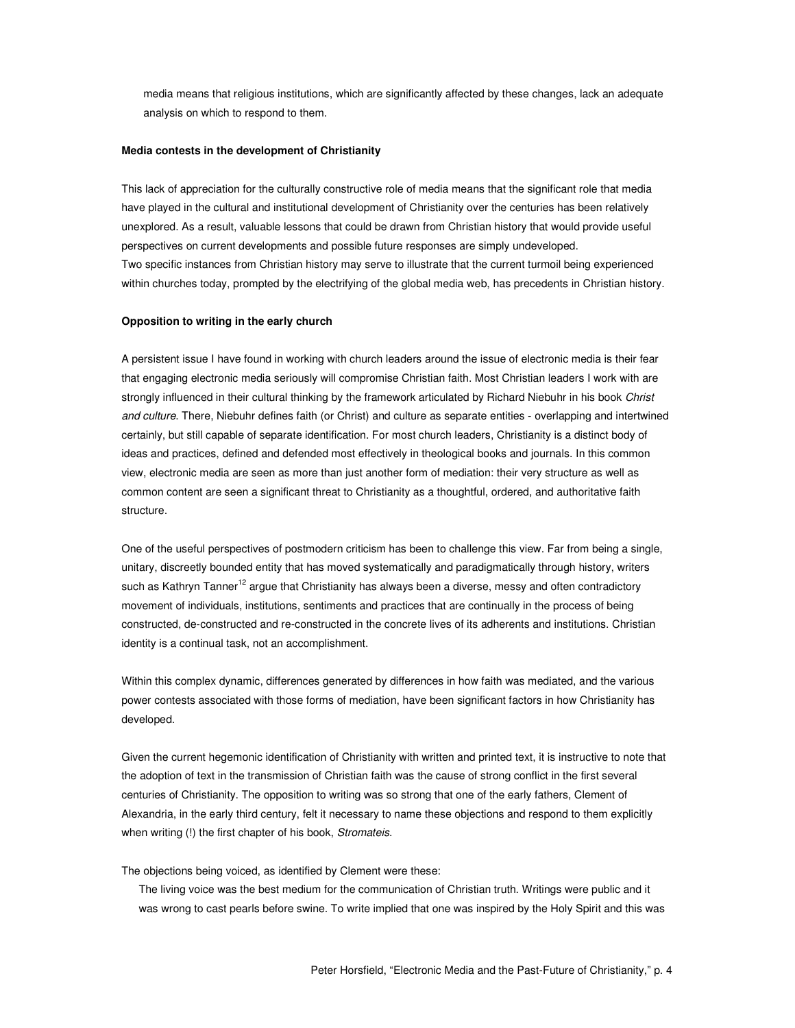media means that religious institutions, which are significantly affected by these changes, lack an adequate analysis on which to respond to them.

**Media contests in the development of Christianity**

This lack of appreciation for the culturally constructive role of media means that the significant role that media have played in the cultural and institutional development of Christianity over the centuries has been relatively unexplored. As a result, valuable lessons that could be drawn from Christian history that would provide useful perspectives on current developments and possible future responses are simply undeveloped.
Two specific instances from Christian history may serve to illustrate that the current turmoil being experienced within churches today, prompted by the electrifying of the global media web, has precedents in Christian history.

**Opposition to writing in the early church**

A persistent issue I have found in working with church leaders around the issue of electronic media is their fear that engaging electronic media seriously will compromise Christian faith. Most Christian leaders I work with are strongly influenced in their cultural thinking by the framework articulated by Richard Niebuhr in his book *Christ and culture*. There, Niebuhr defines faith (or Christ) and culture as separate entities - overlapping and intertwined certainly, but still capable of separate identification. For most church leaders, Christianity is a distinct body of ideas and practices, defined and defended most effectively in theological books and journals. In this common view, electronic media are seen as more than just another form of mediation: their very structure as well as common content are seen a significant threat to Christianity as a thoughtful, ordered, and authoritative faith structure.

One of the useful perspectives of postmodern criticism has been to challenge this view. Far from being a single, unitary, discreetly bounded entity that has moved systematically and paradigmatically through history, writers such as Kathryn Tanner[12] argue that Christianity has always been a diverse, messy and often contradictory movement of individuals, institutions, sentiments and practices that are continually in the process of being constructed, de-constructed and re-constructed in the concrete lives of its adherents and institutions. Christian identity is a continual task, not an accomplishment.

Within this complex dynamic, differences generated by differences in how faith was mediated, and the various power contests associated with those forms of mediation, have been significant factors in how Christianity has developed.

Given the current hegemonic identification of Christianity with written and printed text, it is instructive to note that the adoption of text in the transmission of Christian faith was the cause of strong conflict in the first several centuries of Christianity. The opposition to writing was so strong that one of the early fathers, Clement of Alexandria, in the early third century, felt it necessary to name these objections and respond to them explicitly when writing (!) the first chapter of his book, *Stromateis*.

The objections being voiced, as identified by Clement were these:

> The living voice was the best medium for the communication of Christian truth. Writings were public and it was wrong to cast pearls before swine. To write implied that one was inspired by the Holy Spirit and this was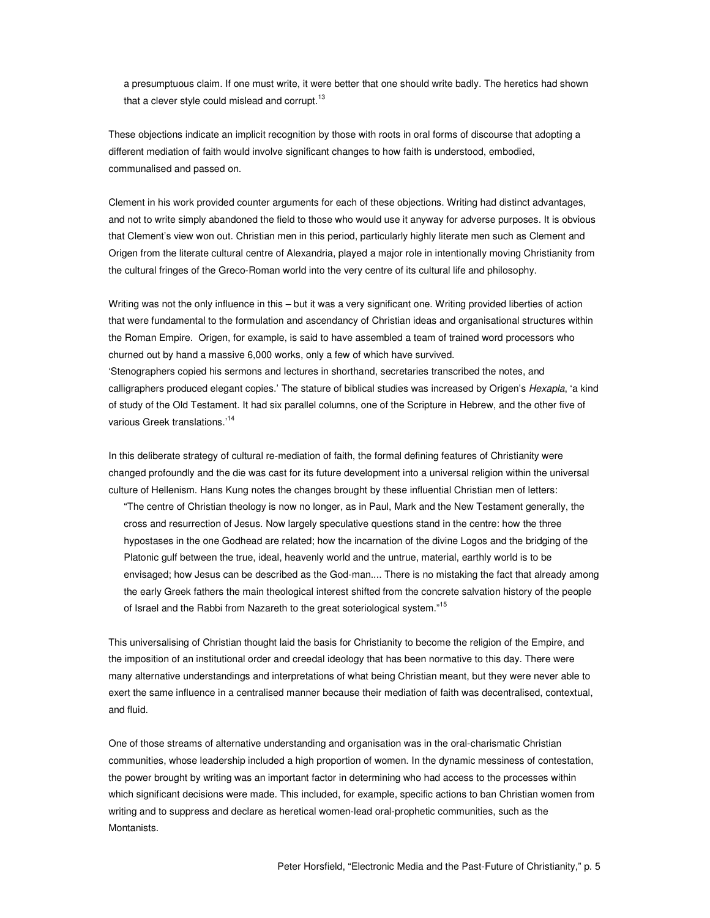a presumptuous claim. If one must write, it were better that one should write badly. The heretics had shown that a clever style could mislead and corrupt.[13]

These objections indicate an implicit recognition by those with roots in oral forms of discourse that adopting a different mediation of faith would involve significant changes to how faith is understood, embodied, communalised and passed on.

Clement in his work provided counter arguments for each of these objections. Writing had distinct advantages, and not to write simply abandoned the field to those who would use it anyway for adverse purposes. It is obvious that Clement's view won out. Christian men in this period, particularly highly literate men such as Clement and Origen from the literate cultural centre of Alexandria, played a major role in intentionally moving Christianity from the cultural fringes of the Greco-Roman world into the very centre of its cultural life and philosophy.

Writing was not the only influence in this – but it was a very significant one. Writing provided liberties of action that were fundamental to the formulation and ascendancy of Christian ideas and organisational structures within the Roman Empire. Origen, for example, is said to have assembled a team of trained word processors who churned out by hand a massive 6,000 works, only a few of which have survived. 'Stenographers copied his sermons and lectures in shorthand, secretaries transcribed the notes, and calligraphers produced elegant copies.' The stature of biblical studies was increased by Origen's *Hexapla*, 'a kind of study of the Old Testament. It had six parallel columns, one of the Scripture in Hebrew, and the other five of various Greek translations.'[14]

In this deliberate strategy of cultural re-mediation of faith, the formal defining features of Christianity were changed profoundly and the die was cast for its future development into a universal religion within the universal culture of Hellenism. Hans Kung notes the changes brought by these influential Christian men of letters:

> "The centre of Christian theology is now no longer, as in Paul, Mark and the New Testament generally, the cross and resurrection of Jesus. Now largely speculative questions stand in the centre: how the three hypostases in the one Godhead are related; how the incarnation of the divine Logos and the bridging of the Platonic gulf between the true, ideal, heavenly world and the untrue, material, earthly world is to be envisaged; how Jesus can be described as the God-man.... There is no mistaking the fact that already among the early Greek fathers the main theological interest shifted from the concrete salvation history of the people of Israel and the Rabbi from Nazareth to the great soteriological system."[15]

This universalising of Christian thought laid the basis for Christianity to become the religion of the Empire, and the imposition of an institutional order and creedal ideology that has been normative to this day. There were many alternative understandings and interpretations of what being Christian meant, but they were never able to exert the same influence in a centralised manner because their mediation of faith was decentralised, contextual, and fluid.

One of those streams of alternative understanding and organisation was in the oral-charismatic Christian communities, whose leadership included a high proportion of women. In the dynamic messiness of contestation, the power brought by writing was an important factor in determining who had access to the processes within which significant decisions were made. This included, for example, specific actions to ban Christian women from writing and to suppress and declare as heretical women-lead oral-prophetic communities, such as the Montanists.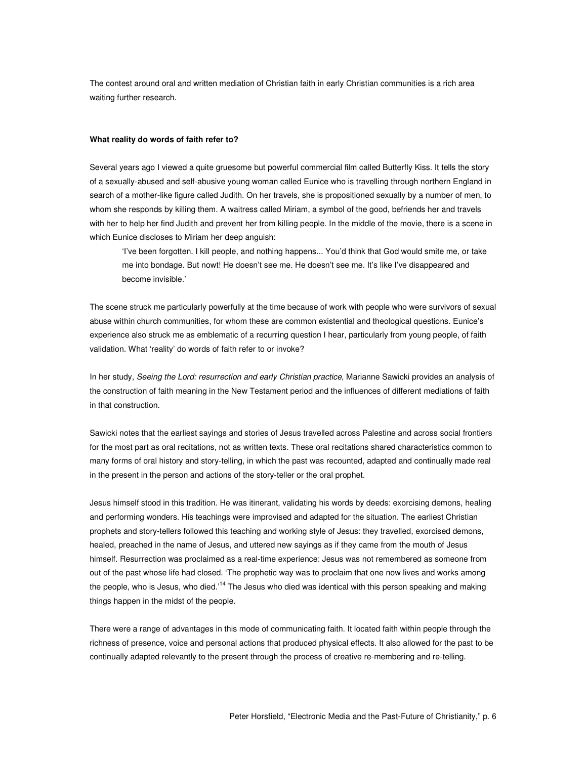The contest around oral and written mediation of Christian faith in early Christian communities is a rich area waiting further research.

**What reality do words of faith refer to?**

Several years ago I viewed a quite gruesome but powerful commercial film called Butterfly Kiss. It tells the story of a sexually-abused and self-abusive young woman called Eunice who is travelling through northern England in search of a mother-like figure called Judith. On her travels, she is propositioned sexually by a number of men, to whom she responds by killing them. A waitress called Miriam, a symbol of the good, befriends her and travels with her to help her find Judith and prevent her from killing people. In the middle of the movie, there is a scene in which Eunice discloses to Miriam her deep anguish:

> 'I've been forgotten. I kill people, and nothing happens... You'd think that God would smite me, or take me into bondage. But nowt! He doesn't see me. He doesn't see me. It's like I've disappeared and become invisible.'

The scene struck me particularly powerfully at the time because of work with people who were survivors of sexual abuse within church communities, for whom these are common existential and theological questions. Eunice's experience also struck me as emblematic of a recurring question I hear, particularly from young people, of faith validation. What 'reality' do words of faith refer to or invoke?

In her study, *Seeing the Lord: resurrection and early Christian practice*, Marianne Sawicki provides an analysis of the construction of faith meaning in the New Testament period and the influences of different mediations of faith in that construction.

Sawicki notes that the earliest sayings and stories of Jesus travelled across Palestine and across social frontiers for the most part as oral recitations, not as written texts. These oral recitations shared characteristics common to many forms of oral history and story-telling, in which the past was recounted, adapted and continually made real in the present in the person and actions of the story-teller or the oral prophet.

Jesus himself stood in this tradition. He was itinerant, validating his words by deeds: exorcising demons, healing and performing wonders. His teachings were improvised and adapted for the situation. The earliest Christian prophets and story-tellers followed this teaching and working style of Jesus: they travelled, exorcised demons, healed, preached in the name of Jesus, and uttered new sayings as if they came from the mouth of Jesus himself. Resurrection was proclaimed as a real-time experience: Jesus was not remembered as someone from out of the past whose life had closed. 'The prophetic way was to proclaim that one now lives and works among the people, who is Jesus, who died.'[14] The Jesus who died was identical with this person speaking and making things happen in the midst of the people.

There were a range of advantages in this mode of communicating faith. It located faith within people through the richness of presence, voice and personal actions that produced physical effects. It also allowed for the past to be continually adapted relevantly to the present through the process of creative re-membering and re-telling.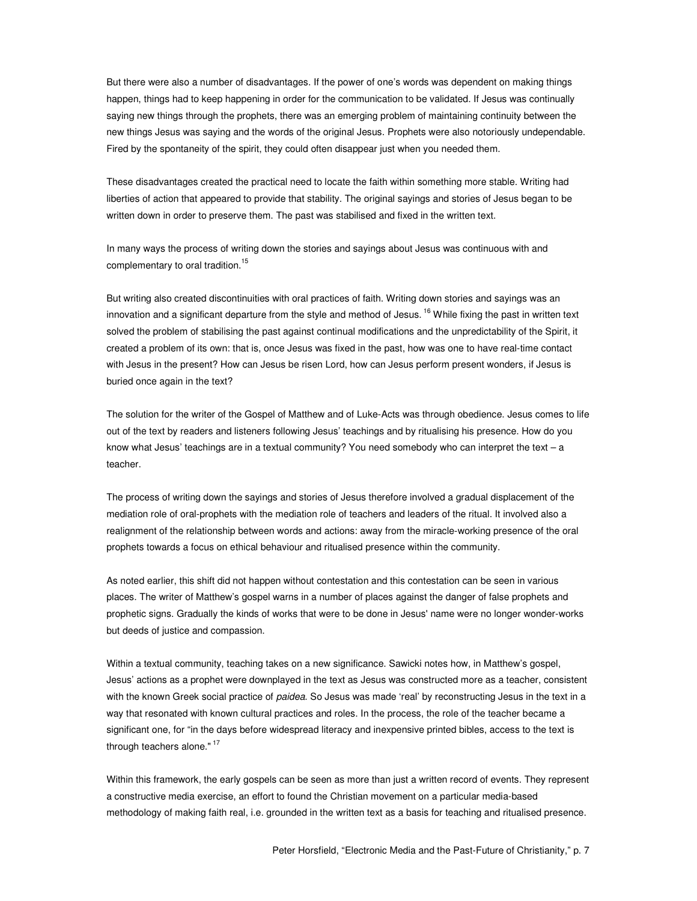But there were also a number of disadvantages. If the power of one's words was dependent on making things happen, things had to keep happening in order for the communication to be validated. If Jesus was continually saying new things through the prophets, there was an emerging problem of maintaining continuity between the new things Jesus was saying and the words of the original Jesus. Prophets were also notoriously undependable. Fired by the spontaneity of the spirit, they could often disappear just when you needed them.

These disadvantages created the practical need to locate the faith within something more stable. Writing had liberties of action that appeared to provide that stability. The original sayings and stories of Jesus began to be written down in order to preserve them. The past was stabilised and fixed in the written text.

In many ways the process of writing down the stories and sayings about Jesus was continuous with and complementary to oral tradition.[15]

But writing also created discontinuities with oral practices of faith. Writing down stories and sayings was an innovation and a significant departure from the style and method of Jesus. [16] While fixing the past in written text solved the problem of stabilising the past against continual modifications and the unpredictability of the Spirit, it created a problem of its own: that is, once Jesus was fixed in the past, how was one to have real-time contact with Jesus in the present? How can Jesus be risen Lord, how can Jesus perform present wonders, if Jesus is buried once again in the text?

The solution for the writer of the Gospel of Matthew and of Luke-Acts was through obedience. Jesus comes to life out of the text by readers and listeners following Jesus' teachings and by ritualising his presence. How do you know what Jesus' teachings are in a textual community? You need somebody who can interpret the text – a teacher.

The process of writing down the sayings and stories of Jesus therefore involved a gradual displacement of the mediation role of oral-prophets with the mediation role of teachers and leaders of the ritual. It involved also a realignment of the relationship between words and actions: away from the miracle-working presence of the oral prophets towards a focus on ethical behaviour and ritualised presence within the community.

As noted earlier, this shift did not happen without contestation and this contestation can be seen in various places. The writer of Matthew's gospel warns in a number of places against the danger of false prophets and prophetic signs. Gradually the kinds of works that were to be done in Jesus' name were no longer wonder-works but deeds of justice and compassion.

Within a textual community, teaching takes on a new significance. Sawicki notes how, in Matthew's gospel, Jesus' actions as a prophet were downplayed in the text as Jesus was constructed more as a teacher, consistent with the known Greek social practice of *paidea*. So Jesus was made 'real' by reconstructing Jesus in the text in a way that resonated with known cultural practices and roles. In the process, the role of the teacher became a significant one, for "in the days before widespread literacy and inexpensive printed bibles, access to the text is through teachers alone." [17]

Within this framework, the early gospels can be seen as more than just a written record of events. They represent a constructive media exercise, an effort to found the Christian movement on a particular media-based methodology of making faith real, i.e. grounded in the written text as a basis for teaching and ritualised presence.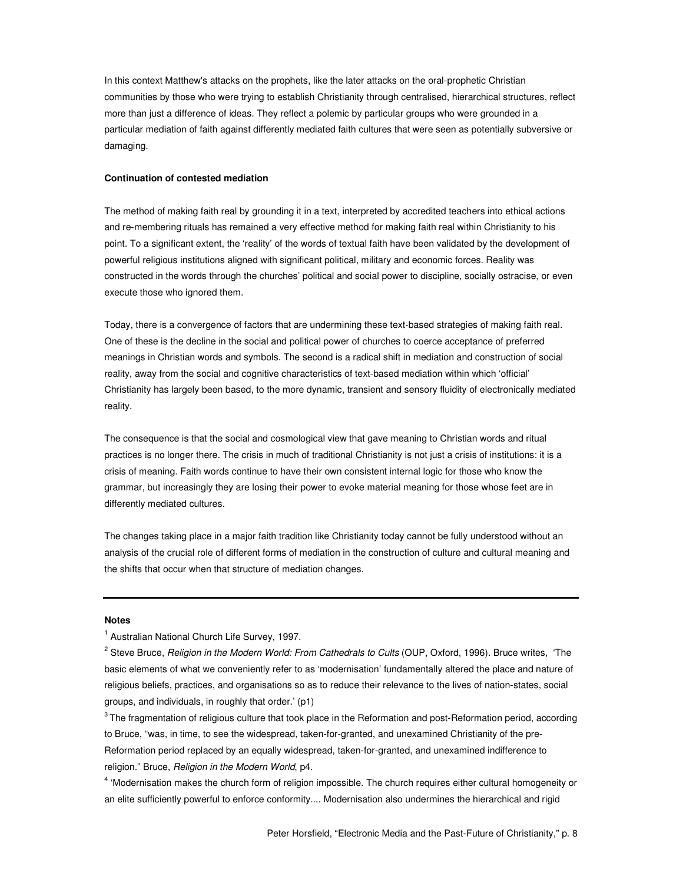In this context Matthew's attacks on the prophets, like the later attacks on the oral-prophetic Christian communities by those who were trying to establish Christianity through centralised, hierarchical structures, reflect more than just a difference of ideas. They reflect a polemic by particular groups who were grounded in a particular mediation of faith against differently mediated faith cultures that were seen as potentially subversive or damaging.

**Continuation of contested mediation**

The method of making faith real by grounding it in a text, interpreted by accredited teachers into ethical actions and re-membering rituals has remained a very effective method for making faith real within Christianity to his point. To a significant extent, the 'reality' of the words of textual faith have been validated by the development of powerful religious institutions aligned with significant political, military and economic forces. Reality was constructed in the words through the churches' political and social power to discipline, socially ostracise, or even execute those who ignored them.

Today, there is a convergence of factors that are undermining these text-based strategies of making faith real. One of these is the decline in the social and political power of churches to coerce acceptance of preferred meanings in Christian words and symbols. The second is a radical shift in mediation and construction of social reality, away from the social and cognitive characteristics of text-based mediation within which 'official' Christianity has largely been based, to the more dynamic, transient and sensory fluidity of electronically mediated reality.

The consequence is that the social and cosmological view that gave meaning to Christian words and ritual practices is no longer there. The crisis in much of traditional Christianity is not just a crisis of institutions: it is a crisis of meaning. Faith words continue to have their own consistent internal logic for those who know the grammar, but increasingly they are losing their power to evoke material meaning for those whose feet are in differently mediated cultures.

The changes taking place in a major faith tradition like Christianity today cannot be fully understood without an analysis of the crucial role of different forms of mediation in the construction of culture and cultural meaning and the shifts that occur when that structure of mediation changes.

---

**Notes**

[1] Australian National Church Life Survey, 1997.

[2] Steve Bruce, *Religion in the Modern World: From Cathedrals to Cults* (OUP, Oxford, 1996). Bruce writes, 'The basic elements of what we conveniently refer to as 'modernisation' fundamentally altered the place and nature of religious beliefs, practices, and organisations so as to reduce their relevance to the lives of nation-states, social groups, and individuals, in roughly that order.' (p1)

[3] The fragmentation of religious culture that took place in the Reformation and post-Reformation period, according to Bruce, "was, in time, to see the widespread, taken-for-granted, and unexamined Christianity of the pre-Reformation period replaced by an equally widespread, taken-for-granted, and unexamined indifference to religion." Bruce, *Religion in the Modern World*, p4.

[4] 'Modernisation makes the church form of religion impossible. The church requires either cultural homogeneity or an elite sufficiently powerful to enforce conformity.... Modernisation also undermines the hierarchical and rigid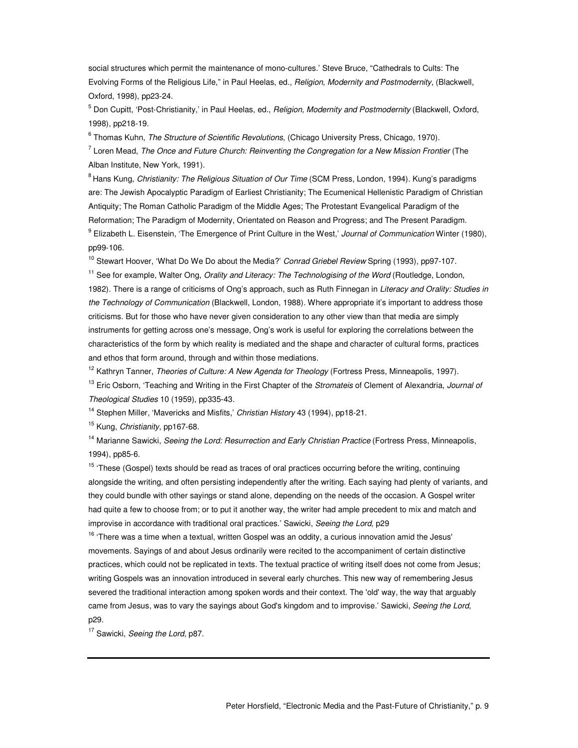social structures which permit the maintenance of mono-cultures.' Steve Bruce, "Cathedrals to Cults: The Evolving Forms of the Religious Life," in Paul Heelas, ed., *Religion, Modernity and Postmodernity*, (Blackwell, Oxford, 1998), pp23-24.

[5] Don Cupitt, 'Post-Christianity,' in Paul Heelas, ed., *Religion, Modernity and Postmodernity* (Blackwell, Oxford, 1998), pp218-19.

[6] Thomas Kuhn, *The Structure of Scientific Revolutions*, (Chicago University Press, Chicago, 1970).

[7] Loren Mead, *The Once and Future Church: Reinventing the Congregation for a New Mission Frontier* (The Alban Institute, New York, 1991).

[8] Hans Kung, *Christianity: The Religious Situation of Our Time* (SCM Press, London, 1994). Kung's paradigms are: The Jewish Apocalyptic Paradigm of Earliest Christianity; The Ecumenical Hellenistic Paradigm of Christian Antiquity; The Roman Catholic Paradigm of the Middle Ages; The Protestant Evangelical Paradigm of the Reformation; The Paradigm of Modernity, Orientated on Reason and Progress; and The Present Paradigm.

[9] Elizabeth L. Eisenstein, 'The Emergence of Print Culture in the West,' *Journal of Communication* Winter (1980), pp99-106.

[10] Stewart Hoover, 'What Do We Do about the Media?' *Conrad Griebel Review* Spring (1993), pp97-107.

[11] See for example, Walter Ong, *Orality and Literacy: The Technologising of the Word* (Routledge, London, 1982). There is a range of criticisms of Ong's approach, such as Ruth Finnegan in *Literacy and Orality: Studies in the Technology of Communication* (Blackwell, London, 1988). Where appropriate it's important to address those criticisms. But for those who have never given consideration to any other view than that media are simply instruments for getting across one's message, Ong's work is useful for exploring the correlations between the characteristics of the form by which reality is mediated and the shape and character of cultural forms, practices and ethos that form around, through and within those mediations.

[12] Kathryn Tanner, *Theories of Culture: A New Agenda for Theology* (Fortress Press, Minneapolis, 1997).

[13] Eric Osborn, 'Teaching and Writing in the First Chapter of the *Stromateis* of Clement of Alexandria, *Journal of Theological Studies* 10 (1959), pp335-43.

[14] Stephen Miller, 'Mavericks and Misfits,' *Christian History* 43 (1994), pp18-21.

[15] Kung, *Christianity*, pp167-68.

[14] Marianne Sawicki, *Seeing the Lord: Resurrection and Early Christian Practice* (Fortress Press, Minneapolis, 1994), pp85-6.

[15] 'These (Gospel) texts should be read as traces of oral practices occurring before the writing, continuing alongside the writing, and often persisting independently after the writing. Each saying had plenty of variants, and they could bundle with other sayings or stand alone, depending on the needs of the occasion. A Gospel writer had quite a few to choose from; or to put it another way, the writer had ample precedent to mix and match and improvise in accordance with traditional oral practices.' Sawicki, *Seeing the Lord,* p29

[16] 'There was a time when a textual, written Gospel was an oddity, a curious innovation amid the Jesus' movements. Sayings of and about Jesus ordinarily were recited to the accompaniment of certain distinctive practices, which could not be replicated in texts. The textual practice of writing itself does not come from Jesus; writing Gospels was an innovation introduced in several early churches. This new way of remembering Jesus severed the traditional interaction among spoken words and their context. The 'old' way, the way that arguably came from Jesus, was to vary the sayings about God's kingdom and to improvise.' Sawicki, *Seeing the Lord,* p29.

[17] Sawicki, *Seeing the Lord,* p87.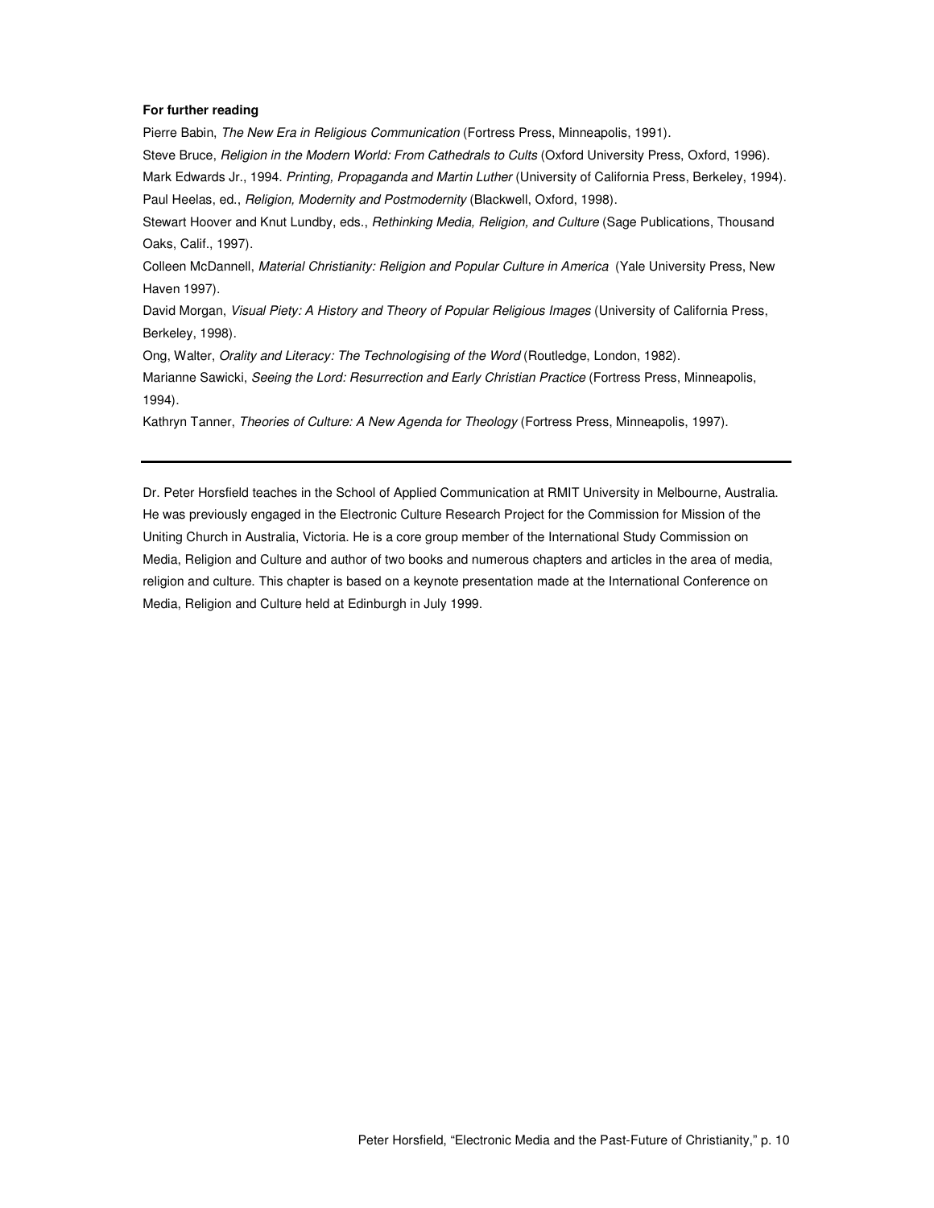**For further reading**

Pierre Babin, *The New Era in Religious Communication* (Fortress Press, Minneapolis, 1991).

Steve Bruce, *Religion in the Modern World: From Cathedrals to Cults* (Oxford University Press, Oxford, 1996).

Mark Edwards Jr., 1994. *Printing, Propaganda and Martin Luther* (University of California Press, Berkeley, 1994).

Paul Heelas, ed., *Religion, Modernity and Postmodernity* (Blackwell, Oxford, 1998).

Stewart Hoover and Knut Lundby, eds., *Rethinking Media, Religion, and Culture* (Sage Publications, Thousand Oaks, Calif., 1997).

Colleen McDannell, *Material Christianity: Religion and Popular Culture in America* (Yale University Press, New Haven 1997).

David Morgan, *Visual Piety: A History and Theory of Popular Religious Images* (University of California Press, Berkeley, 1998).

Ong, Walter, *Orality and Literacy: The Technologising of the Word* (Routledge, London, 1982).

Marianne Sawicki, *Seeing the Lord: Resurrection and Early Christian Practice* (Fortress Press, Minneapolis, 1994).

Kathryn Tanner, *Theories of Culture: A New Agenda for Theology* (Fortress Press, Minneapolis, 1997).

---

Dr. Peter Horsfield teaches in the School of Applied Communication at RMIT University in Melbourne, Australia. He was previously engaged in the Electronic Culture Research Project for the Commission for Mission of the Uniting Church in Australia, Victoria. He is a core group member of the International Study Commission on Media, Religion and Culture and author of two books and numerous chapters and articles in the area of media, religion and culture. This chapter is based on a keynote presentation made at the International Conference on Media, Religion and Culture held at Edinburgh in July 1999.